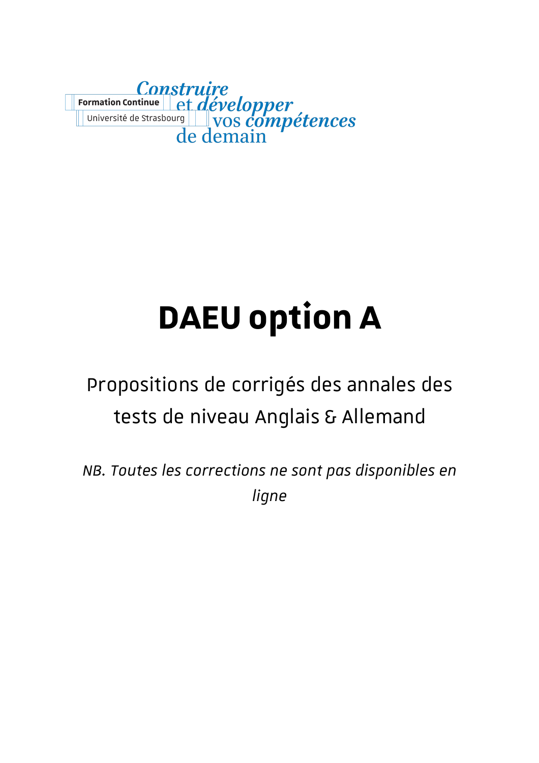Formation Continue
Université de Strasbourg

*Construire* et *développer* vos *compétences* de demain

# DAEU option A

## Propositions de corrigés des annales des tests de niveau Anglais & Allemand

*NB. Toutes les corrections ne sont pas disponibles en ligne*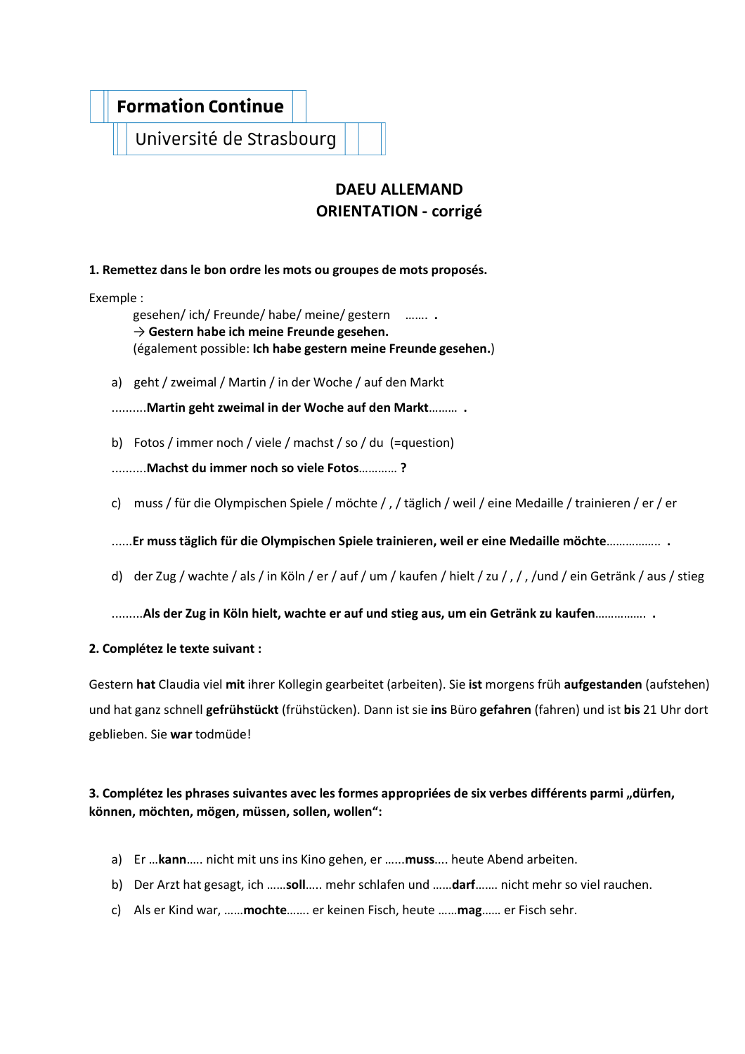**Formation Continue**

Université de Strasbourg

# DAEU ALLEMAND
# ORIENTATION - corrigé

**1. Remettez dans le bon ordre les mots ou groupes de mots proposés.**

Exemple :

gesehen/ ich/ Freunde/ habe/ meine/ gestern ……. .
→ **Gestern habe ich meine Freunde gesehen.**
(également possible: **Ich habe gestern meine Freunde gesehen.**)

a) geht / zweimal / Martin / in der Woche / auf den Markt

..........**Martin geht zweimal in der Woche auf den Markt**……… **.**

b) Fotos / immer noch / viele / machst / so / du (=question)

..........**Machst du immer noch so viele Fotos**………… **?**

c) muss / für die Olympischen Spiele / möchte / , / täglich / weil / eine Medaille / trainieren / er / er

......**Er muss täglich für die Olympischen Spiele trainieren, weil er eine Medaille möchte**……………. **.**

d) der Zug / wachte / als / in Köln / er / auf / um / kaufen / hielt / zu / , / , /und / ein Getränk / aus / stieg

.........**Als der Zug in Köln hielt, wachte er auf und stieg aus, um ein Getränk zu kaufen**……………. **.**

**2. Complétez le texte suivant :**

Gestern **hat** Claudia viel **mit** ihrer Kollegin gearbeitet (arbeiten). Sie **ist** morgens früh **aufgestanden** (aufstehen) und hat ganz schnell **gefrühstückt** (frühstücken). Dann ist sie **ins** Büro **gefahren** (fahren) und ist **bis** 21 Uhr dort geblieben. Sie **war** todmüde!

**3. Complétez les phrases suivantes avec les formes appropriées de six verbes différents parmi „dürfen, können, möchten, mögen, müssen, sollen, wollen“:**

a) Er …**kann**….. nicht mit uns ins Kino gehen, er ……**muss**.... heute Abend arbeiten.

b) Der Arzt hat gesagt, ich ……**soll**….. mehr schlafen und ……**darf**……. nicht mehr so viel rauchen.

c) Als er Kind war, ……**mochte**……. er keinen Fisch, heute ……**mag**…… er Fisch sehr.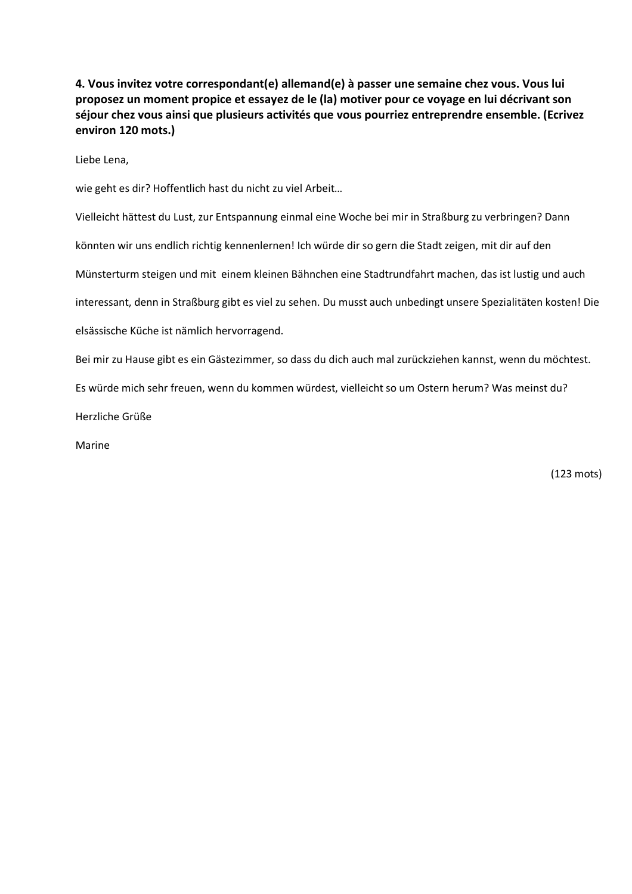**4. Vous invitez votre correspondant(e) allemand(e) à passer une semaine chez vous. Vous lui proposez un moment propice et essayez de le (la) motiver pour ce voyage en lui décrivant son séjour chez vous ainsi que plusieurs activités que vous pourriez entreprendre ensemble. (Ecrivez environ 120 mots.)**

Liebe Lena,

wie geht es dir? Hoffentlich hast du nicht zu viel Arbeit…

Vielleicht hättest du Lust, zur Entspannung einmal eine Woche bei mir in Straßburg zu verbringen? Dann könnten wir uns endlich richtig kennenlernen! Ich würde dir so gern die Stadt zeigen, mit dir auf den Münsterturm steigen und mit einem kleinen Bähnchen eine Stadtrundfahrt machen, das ist lustig und auch interessant, denn in Straßburg gibt es viel zu sehen. Du musst auch unbedingt unsere Spezialitäten kosten! Die elsässische Küche ist nämlich hervorragend.

Bei mir zu Hause gibt es ein Gästezimmer, so dass du dich auch mal zurückziehen kannst, wenn du möchtest.

Es würde mich sehr freuen, wenn du kommen würdest, vielleicht so um Ostern herum? Was meinst du?

Herzliche Grüße

Marine

(123 mots)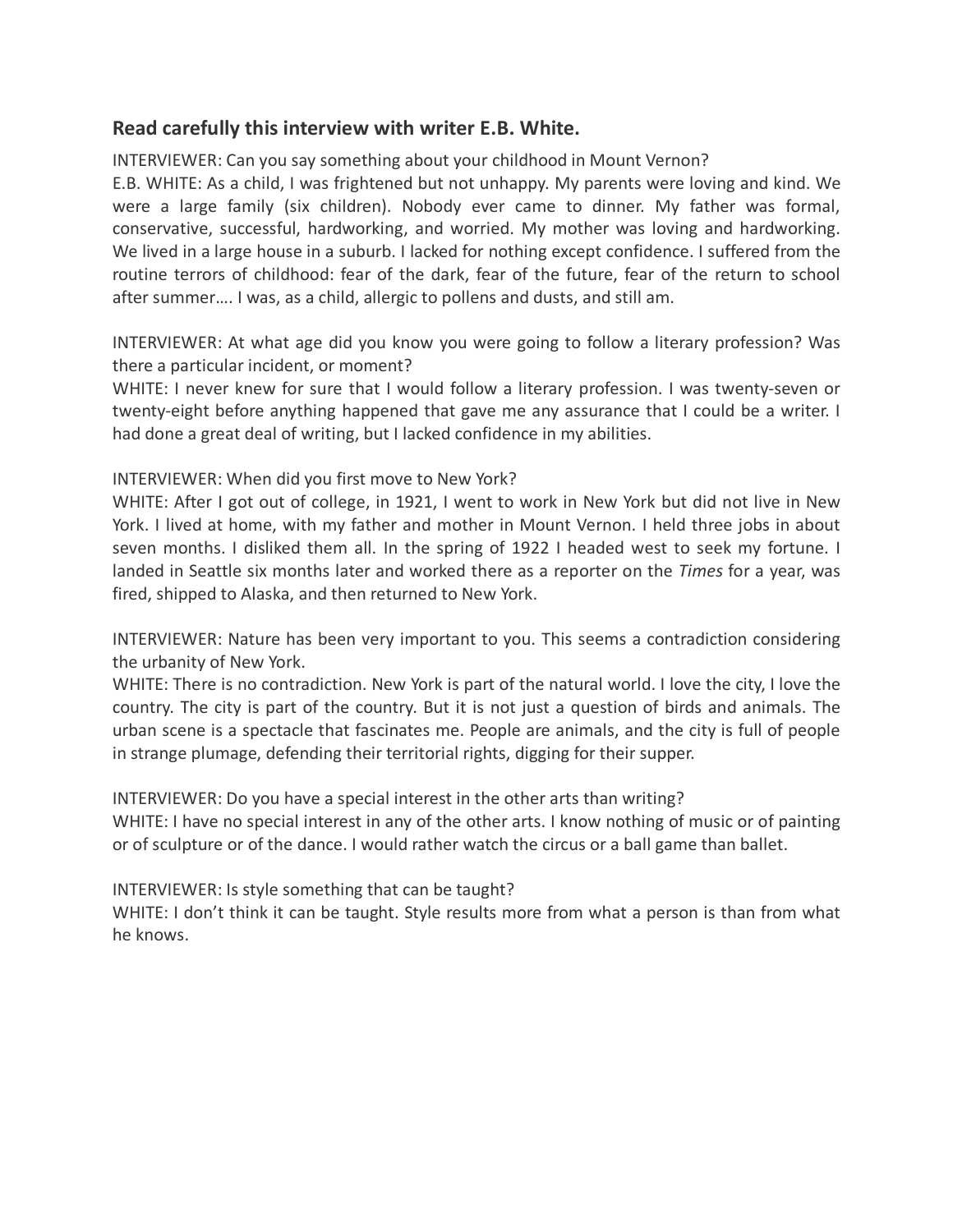### Read carefully this interview with writer E.B. White.

INTERVIEWER: Can you say something about your childhood in Mount Vernon?
E.B. WHITE: As a child, I was frightened but not unhappy. My parents were loving and kind. We were a large family (six children). Nobody ever came to dinner. My father was formal, conservative, successful, hardworking, and worried. My mother was loving and hardworking. We lived in a large house in a suburb. I lacked for nothing except confidence. I suffered from the routine terrors of childhood: fear of the dark, fear of the future, fear of the return to school after summer…. I was, as a child, allergic to pollens and dusts, and still am.

INTERVIEWER: At what age did you know you were going to follow a literary profession? Was there a particular incident, or moment?
WHITE: I never knew for sure that I would follow a literary profession. I was twenty-seven or twenty-eight before anything happened that gave me any assurance that I could be a writer. I had done a great deal of writing, but I lacked confidence in my abilities.

INTERVIEWER: When did you first move to New York?
WHITE: After I got out of college, in 1921, I went to work in New York but did not live in New York. I lived at home, with my father and mother in Mount Vernon. I held three jobs in about seven months. I disliked them all. In the spring of 1922 I headed west to seek my fortune. I landed in Seattle six months later and worked there as a reporter on the *Times* for a year, was fired, shipped to Alaska, and then returned to New York.

INTERVIEWER: Nature has been very important to you. This seems a contradiction considering the urbanity of New York.
WHITE: There is no contradiction. New York is part of the natural world. I love the city, I love the country. The city is part of the country. But it is not just a question of birds and animals. The urban scene is a spectacle that fascinates me. People are animals, and the city is full of people in strange plumage, defending their territorial rights, digging for their supper.

INTERVIEWER: Do you have a special interest in the other arts than writing?
WHITE: I have no special interest in any of the other arts. I know nothing of music or of painting or of sculpture or of the dance. I would rather watch the circus or a ball game than ballet.

INTERVIEWER: Is style something that can be taught?
WHITE: I don't think it can be taught. Style results more from what a person is than from what he knows.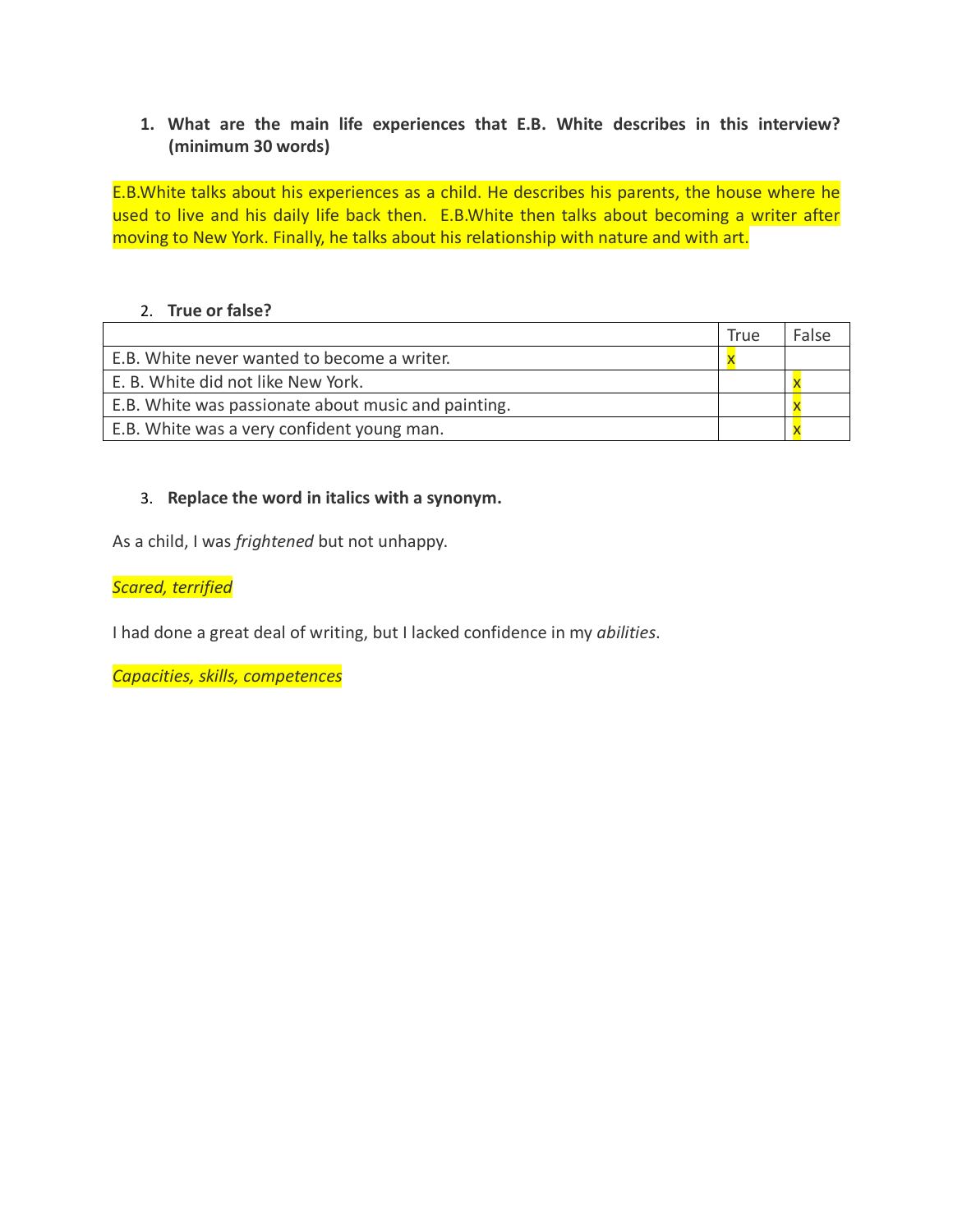1. **What are the main life experiences that E.B. White describes in this interview? (minimum 30 words)**

E.B.White talks about his experiences as a child. He describes his parents, the house where he used to live and his daily life back then.  E.B.White then talks about becoming a writer after moving to New York. Finally, he talks about his relationship with nature and with art.

2. **True or false?**

| | True | False |
|---|---|---|
| E.B. White never wanted to become a writer. | x | |
| E. B. White did not like New York. | | x |
| E.B. White was passionate about music and painting. | | x |
| E.B. White was a very confident young man. | | x |

3. **Replace the word in italics with a synonym.**

As a child, I was *frightened* but not unhappy.

*Scared, terrified*

I had done a great deal of writing, but I lacked confidence in my *abilities*.

*Capacities, skills, competences*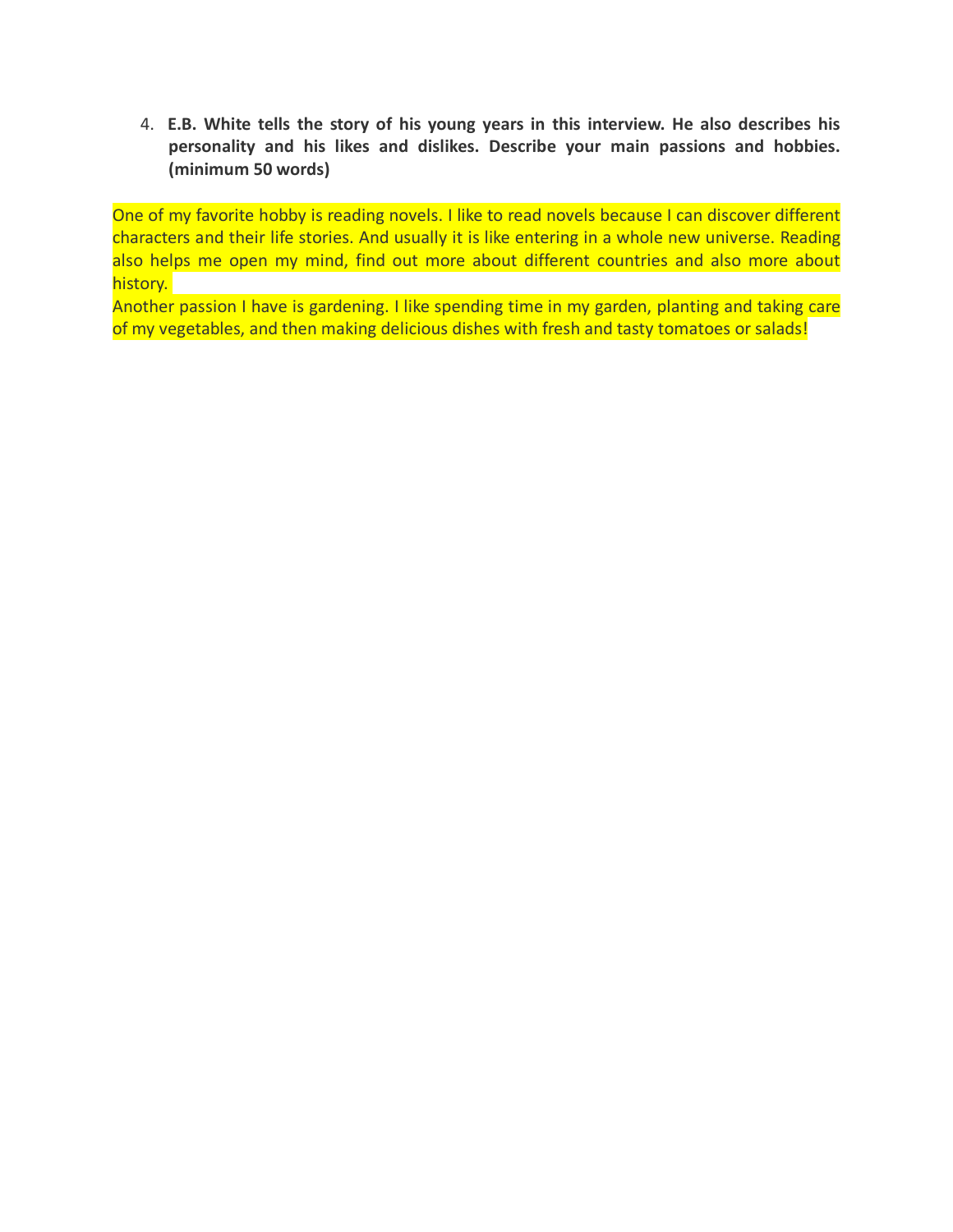4. **E.B. White tells the story of his young years in this interview. He also describes his personality and his likes and dislikes. Describe your main passions and hobbies. (minimum 50 words)**

One of my favorite hobby is reading novels. I like to read novels because I can discover different characters and their life stories. And usually it is like entering in a whole new universe. Reading also helps me open my mind, find out more about different countries and also more about history.

Another passion I have is gardening. I like spending time in my garden, planting and taking care of my vegetables, and then making delicious dishes with fresh and tasty tomatoes or salads!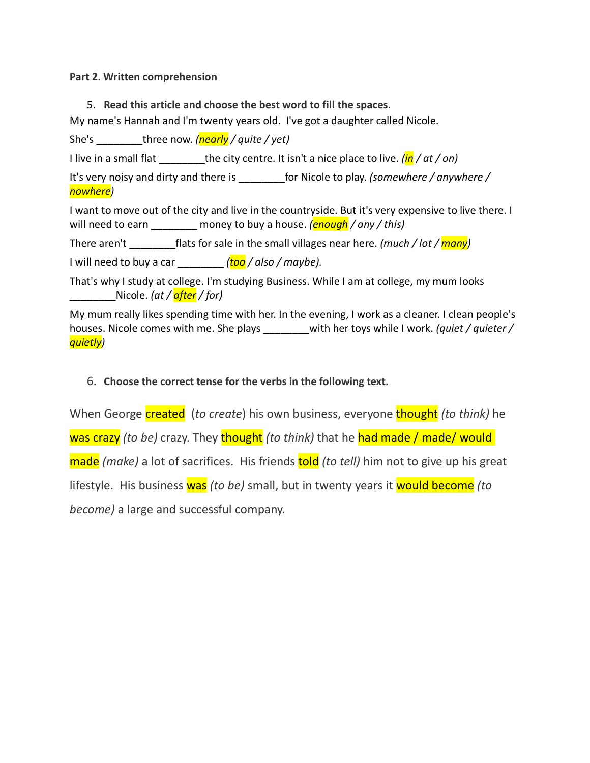**Part 2. Written comprehension**

5. **Read this article and choose the best word to fill the spaces.**

My name's Hannah and I'm twenty years old.  I've got a daughter called Nicole.

She's ________three now. *(nearly / quite / yet)*

I live in a small flat ________the city centre. It isn't a nice place to live. *(in / at / on)*

It's very noisy and dirty and there is ________for Nicole to play. *(somewhere / anywhere / nowhere)*

I want to move out of the city and live in the countryside. But it's very expensive to live there. I will need to earn ________ money to buy a house. *(enough / any / this)*

There aren't ________flats for sale in the small villages near here. *(much / lot / many)*

I will need to buy a car ________ *(too / also / maybe).*

That's why I study at college. I'm studying Business. While I am at college, my mum looks ________Nicole. *(at / after / for)*

My mum really likes spending time with her. In the evening, I work as a cleaner. I clean people's houses. Nicole comes with me. She plays ________with her toys while I work. *(quiet / quieter / quietly)*

6. **Choose the correct tense for the verbs in the following text.**

When George created (*to create*) his own business, everyone thought *(to think)* he was crazy *(to be)* crazy. They thought *(to think)* that he had made / made/ would made *(make)* a lot of sacrifices.  His friends told *(to tell)* him not to give up his great lifestyle.  His business was *(to be)* small, but in twenty years it would become *(to become)* a large and successful company.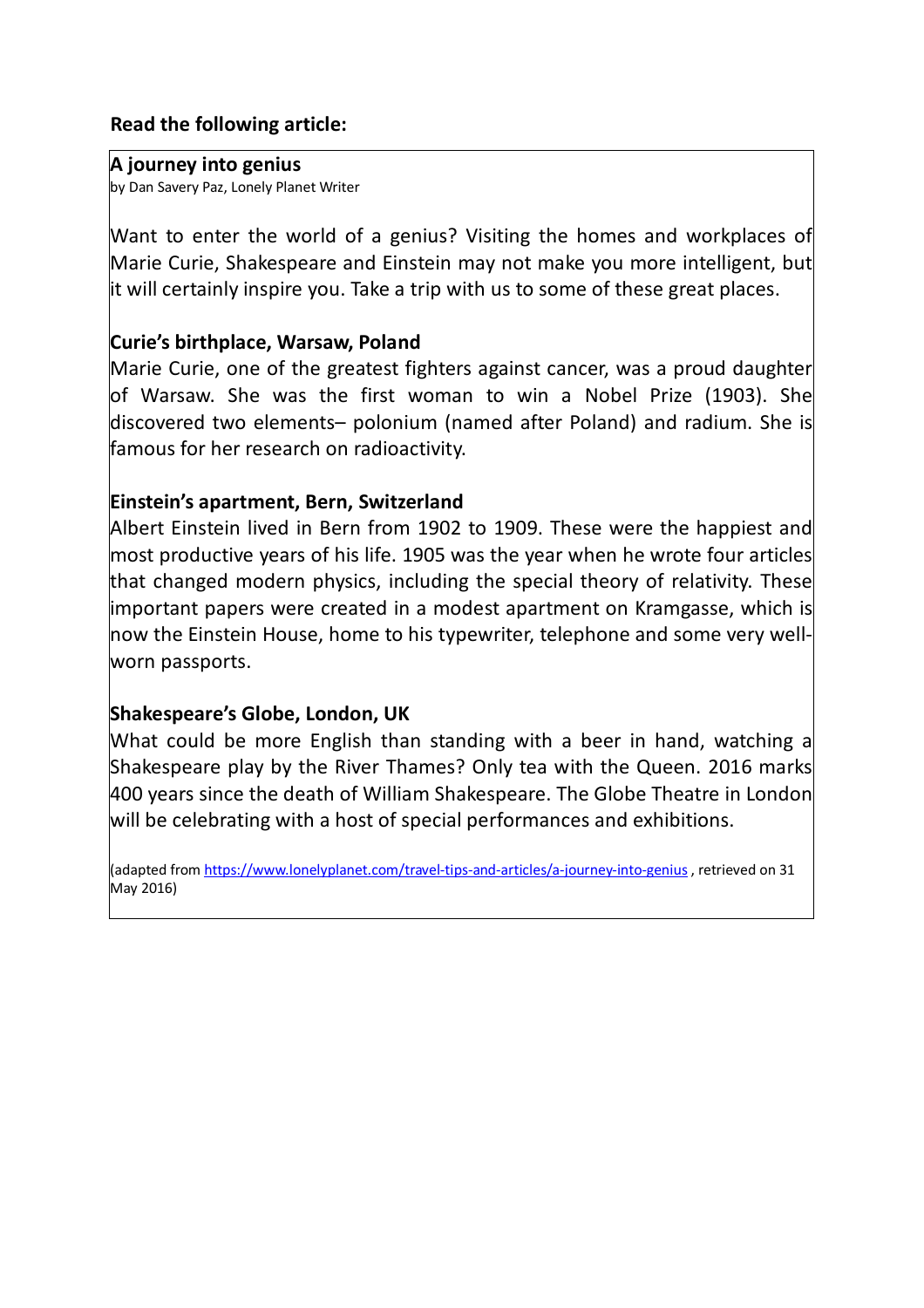**Read the following article:**

## A journey into genius

by Dan Savery Paz, Lonely Planet Writer

Want to enter the world of a genius? Visiting the homes and workplaces of Marie Curie, Shakespeare and Einstein may not make you more intelligent, but it will certainly inspire you. Take a trip with us to some of these great places.

### Curie's birthplace, Warsaw, Poland

Marie Curie, one of the greatest fighters against cancer, was a proud daughter of Warsaw. She was the first woman to win a Nobel Prize (1903). She discovered two elements– polonium (named after Poland) and radium. She is famous for her research on radioactivity.

### Einstein's apartment, Bern, Switzerland

Albert Einstein lived in Bern from 1902 to 1909. These were the happiest and most productive years of his life. 1905 was the year when he wrote four articles that changed modern physics, including the special theory of relativity. These important papers were created in a modest apartment on Kramgasse, which is now the Einstein House, home to his typewriter, telephone and some very well-worn passports.

### Shakespeare's Globe, London, UK

What could be more English than standing with a beer in hand, watching a Shakespeare play by the River Thames? Only tea with the Queen. 2016 marks 400 years since the death of William Shakespeare. The Globe Theatre in London will be celebrating with a host of special performances and exhibitions.

(adapted from https://www.lonelyplanet.com/travel-tips-and-articles/a-journey-into-genius , retrieved on 31 May 2016)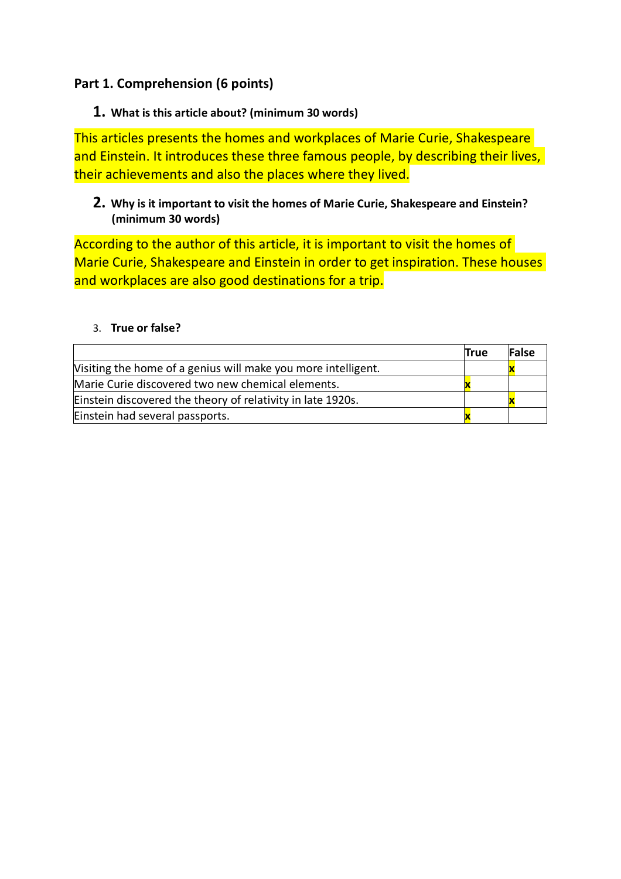**Part 1. Comprehension (6 points)**

1. **What is this article about? (minimum 30 words)**

This articles presents the homes and workplaces of Marie Curie, Shakespeare and Einstein. It introduces these three famous people, by describing their lives, their achievements and also the places where they lived.

2. **Why is it important to visit the homes of Marie Curie, Shakespeare and Einstein? (minimum 30 words)**

According to the author of this article, it is important to visit the homes of Marie Curie, Shakespeare and Einstein in order to get inspiration. These houses and workplaces are also good destinations for a trip.

3. **True or false?**

| | True | False |
|---|---|---|
| Visiting the home of a genius will make you more intelligent. | | x |
| Marie Curie discovered two new chemical elements. | x | |
| Einstein discovered the theory of relativity in late 1920s. | | x |
| Einstein had several passports. | x | |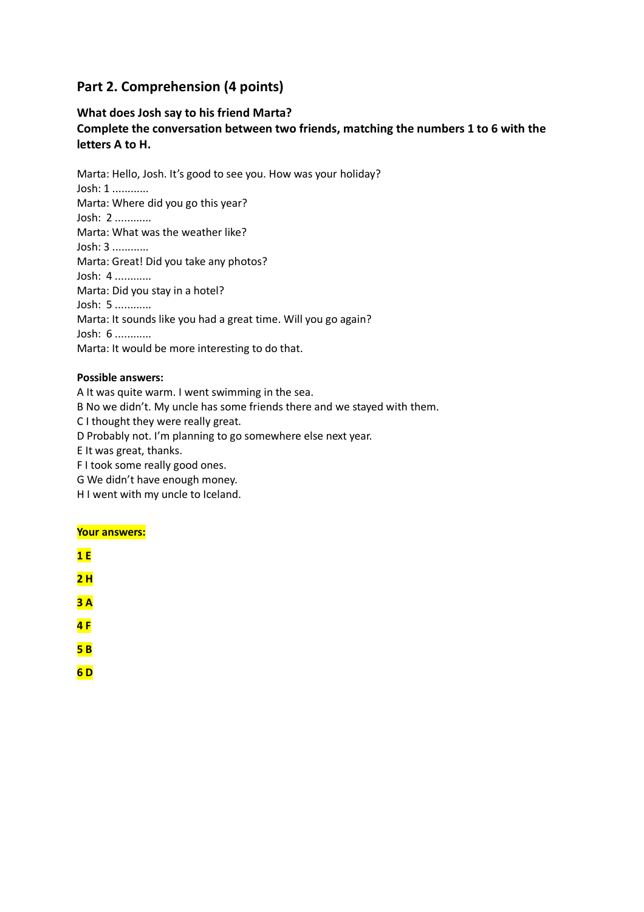## Part 2. Comprehension (4 points)

**What does Josh say to his friend Marta?**
**Complete the conversation between two friends, matching the numbers 1 to 6 with the letters A to H.**

Marta: Hello, Josh. It's good to see you. How was your holiday?
Josh: 1 ............
Marta: Where did you go this year?
Josh: 2 ............
Marta: What was the weather like?
Josh: 3 ............
Marta: Great! Did you take any photos?
Josh: 4 ............
Marta: Did you stay in a hotel?
Josh: 5 ............
Marta: It sounds like you had a great time. Will you go again?
Josh: 6 ............
Marta: It would be more interesting to do that.

**Possible answers:**
A It was quite warm. I went swimming in the sea.
B No we didn't. My uncle has some friends there and we stayed with them.
C I thought they were really great.
D Probably not. I'm planning to go somewhere else next year.
E It was great, thanks.
F I took some really good ones.
G We didn't have enough money.
H I went with my uncle to Iceland.

**Your answers:**

**1 E**

**2 H**

**3 A**

**4 F**

**5 B**

**6 D**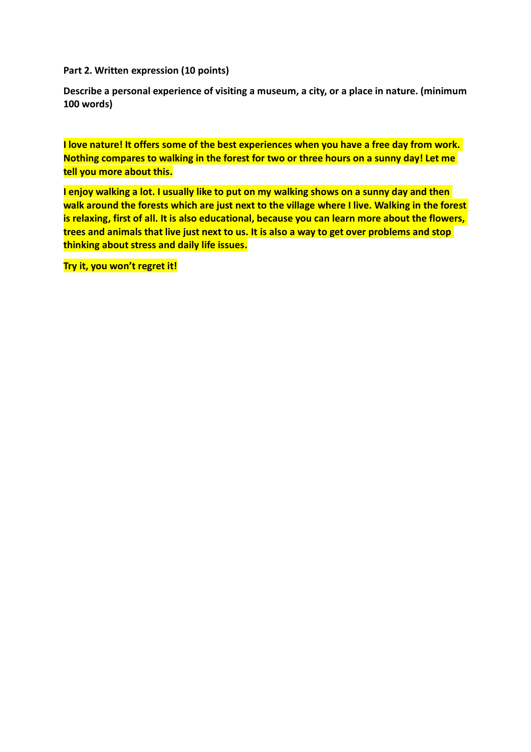**Part 2. Written expression (10 points)**

**Describe a personal experience of visiting a museum, a city, or a place in nature. (minimum 100 words)**

**I love nature! It offers some of the best experiences when you have a free day from work. Nothing compares to walking in the forest for two or three hours on a sunny day! Let me tell you more about this.**

**I enjoy walking a lot. I usually like to put on my walking shows on a sunny day and then walk around the forests which are just next to the village where I live. Walking in the forest is relaxing, first of all. It is also educational, because you can learn more about the flowers, trees and animals that live just next to us. It is also a way to get over problems and stop thinking about stress and daily life issues.**

**Try it, you won't regret it!**